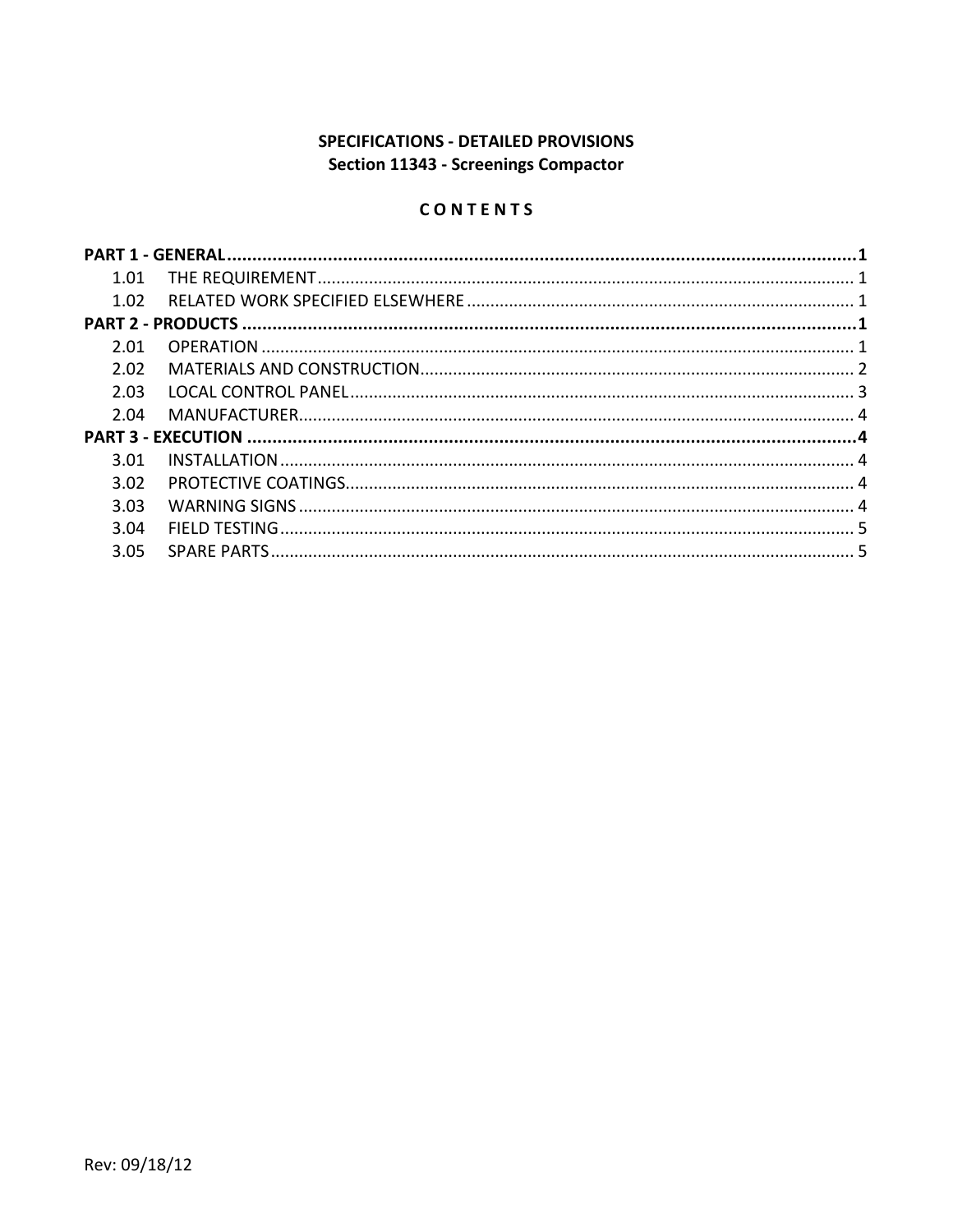**SPECIFICATIONS - DETAILED PROVISIONS**
**Section 11343 - Screenings Compactor**

**C O N T E N T S**

**PART 1 - GENERAL**....................1

1.01 THE REQUIREMENT....................1

1.02 RELATED WORK SPECIFIED ELSEWHERE....................1

**PART 2 - PRODUCTS**....................1

2.01 OPERATION....................1

2.02 MATERIALS AND CONSTRUCTION....................2

2.03 LOCAL CONTROL PANEL....................3

2.04 MANUFACTURER....................4

**PART 3 - EXECUTION**....................4

3.01 INSTALLATION....................4

3.02 PROTECTIVE COATINGS....................4

3.03 WARNING SIGNS....................4

3.04 FIELD TESTING....................5

3.05 SPARE PARTS....................5

Rev: 09/18/12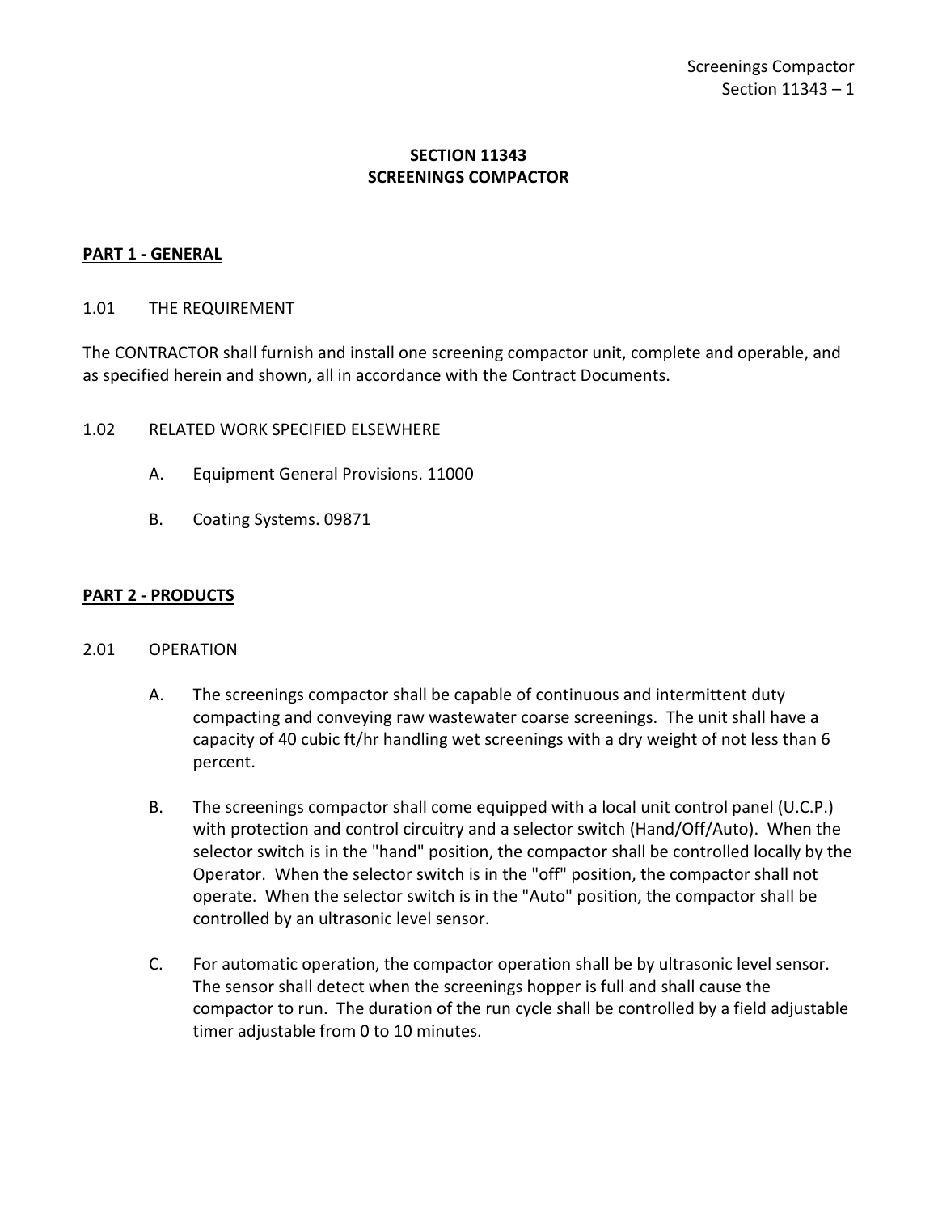# SECTION 11343
# SCREENINGS COMPACTOR

## PART 1 - GENERAL

### 1.01 THE REQUIREMENT

The CONTRACTOR shall furnish and install one screening compactor unit, complete and operable, and as specified herein and shown, all in accordance with the Contract Documents.

### 1.02 RELATED WORK SPECIFIED ELSEWHERE

A. Equipment General Provisions. 11000

B. Coating Systems. 09871

## PART 2 - PRODUCTS

### 2.01 OPERATION

A. The screenings compactor shall be capable of continuous and intermittent duty compacting and conveying raw wastewater coarse screenings. The unit shall have a capacity of 40 cubic ft/hr handling wet screenings with a dry weight of not less than 6 percent.

B. The screenings compactor shall come equipped with a local unit control panel (U.C.P.) with protection and control circuitry and a selector switch (Hand/Off/Auto). When the selector switch is in the "hand" position, the compactor shall be controlled locally by the Operator. When the selector switch is in the "off" position, the compactor shall not operate. When the selector switch is in the "Auto" position, the compactor shall be controlled by an ultrasonic level sensor.

C. For automatic operation, the compactor operation shall be by ultrasonic level sensor. The sensor shall detect when the screenings hopper is full and shall cause the compactor to run. The duration of the run cycle shall be controlled by a field adjustable timer adjustable from 0 to 10 minutes.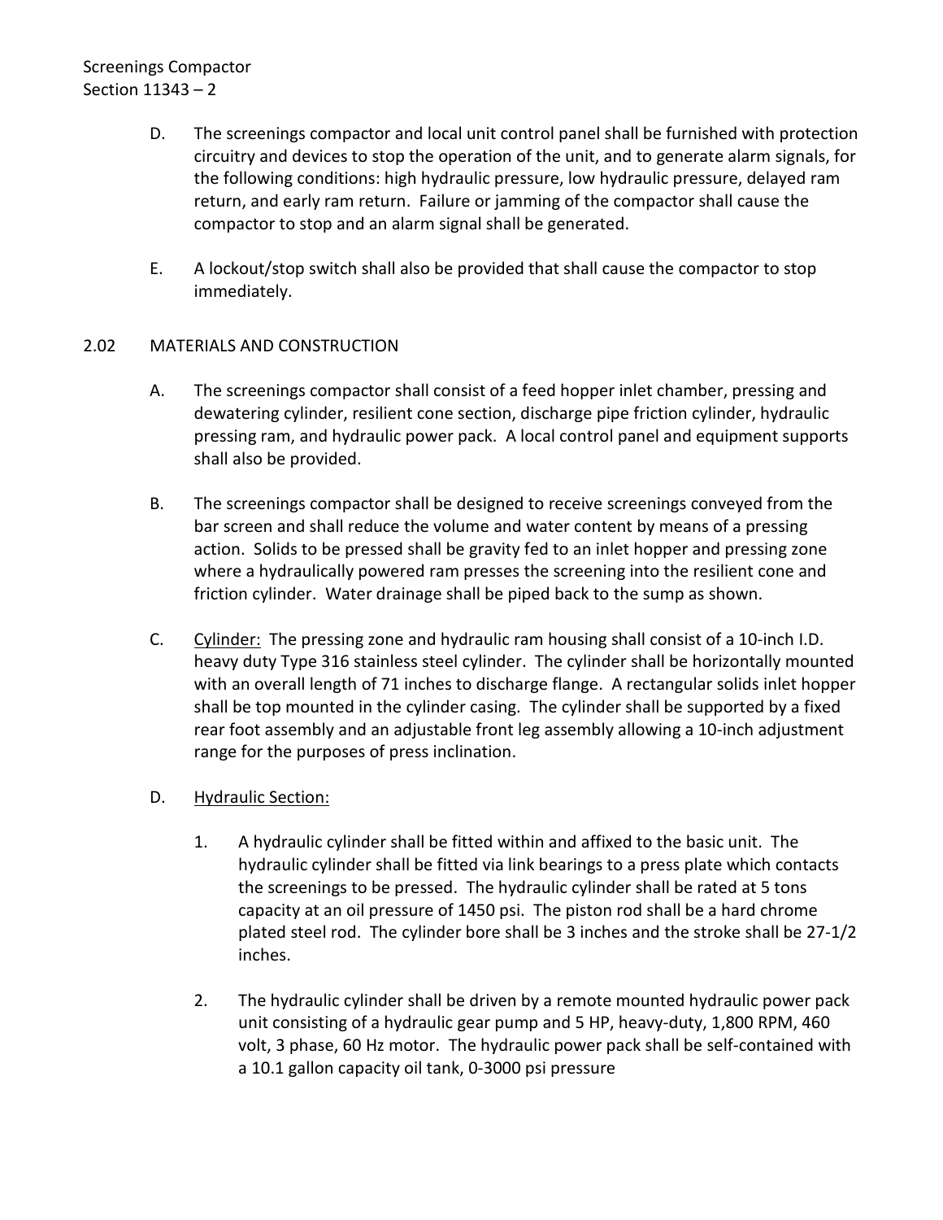D. The screenings compactor and local unit control panel shall be furnished with protection circuitry and devices to stop the operation of the unit, and to generate alarm signals, for the following conditions: high hydraulic pressure, low hydraulic pressure, delayed ram return, and early ram return. Failure or jamming of the compactor shall cause the compactor to stop and an alarm signal shall be generated.

E. A lockout/stop switch shall also be provided that shall cause the compactor to stop immediately.

## 2.02 MATERIALS AND CONSTRUCTION

A. The screenings compactor shall consist of a feed hopper inlet chamber, pressing and dewatering cylinder, resilient cone section, discharge pipe friction cylinder, hydraulic pressing ram, and hydraulic power pack. A local control panel and equipment supports shall also be provided.

B. The screenings compactor shall be designed to receive screenings conveyed from the bar screen and shall reduce the volume and water content by means of a pressing action. Solids to be pressed shall be gravity fed to an inlet hopper and pressing zone where a hydraulically powered ram presses the screening into the resilient cone and friction cylinder. Water drainage shall be piped back to the sump as shown.

C. Cylinder: The pressing zone and hydraulic ram housing shall consist of a 10-inch I.D. heavy duty Type 316 stainless steel cylinder. The cylinder shall be horizontally mounted with an overall length of 71 inches to discharge flange. A rectangular solids inlet hopper shall be top mounted in the cylinder casing. The cylinder shall be supported by a fixed rear foot assembly and an adjustable front leg assembly allowing a 10-inch adjustment range for the purposes of press inclination.

D. Hydraulic Section:

1. A hydraulic cylinder shall be fitted within and affixed to the basic unit. The hydraulic cylinder shall be fitted via link bearings to a press plate which contacts the screenings to be pressed. The hydraulic cylinder shall be rated at 5 tons capacity at an oil pressure of 1450 psi. The piston rod shall be a hard chrome plated steel rod. The cylinder bore shall be 3 inches and the stroke shall be 27-1/2 inches.

2. The hydraulic cylinder shall be driven by a remote mounted hydraulic power pack unit consisting of a hydraulic gear pump and 5 HP, heavy-duty, 1,800 RPM, 460 volt, 3 phase, 60 Hz motor. The hydraulic power pack shall be self-contained with a 10.1 gallon capacity oil tank, 0-3000 psi pressure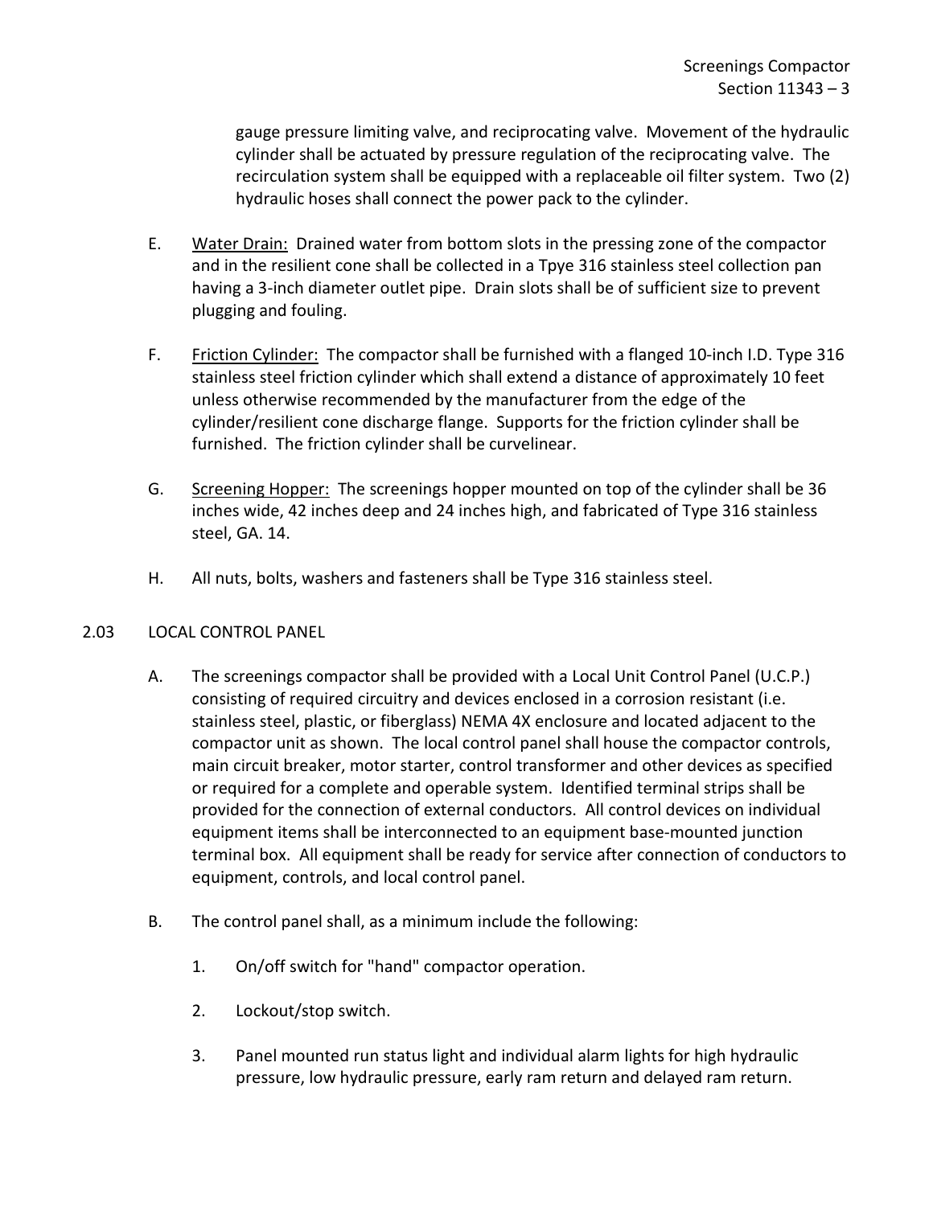gauge pressure limiting valve, and reciprocating valve. Movement of the hydraulic cylinder shall be actuated by pressure regulation of the reciprocating valve. The recirculation system shall be equipped with a replaceable oil filter system. Two (2) hydraulic hoses shall connect the power pack to the cylinder.

E. Water Drain: Drained water from bottom slots in the pressing zone of the compactor and in the resilient cone shall be collected in a Tpye 316 stainless steel collection pan having a 3-inch diameter outlet pipe. Drain slots shall be of sufficient size to prevent plugging and fouling.

F. Friction Cylinder: The compactor shall be furnished with a flanged 10-inch I.D. Type 316 stainless steel friction cylinder which shall extend a distance of approximately 10 feet unless otherwise recommended by the manufacturer from the edge of the cylinder/resilient cone discharge flange. Supports for the friction cylinder shall be furnished. The friction cylinder shall be curvelinear.

G. Screening Hopper: The screenings hopper mounted on top of the cylinder shall be 36 inches wide, 42 inches deep and 24 inches high, and fabricated of Type 316 stainless steel, GA. 14.

H. All nuts, bolts, washers and fasteners shall be Type 316 stainless steel.

## 2.03 LOCAL CONTROL PANEL

A. The screenings compactor shall be provided with a Local Unit Control Panel (U.C.P.) consisting of required circuitry and devices enclosed in a corrosion resistant (i.e. stainless steel, plastic, or fiberglass) NEMA 4X enclosure and located adjacent to the compactor unit as shown. The local control panel shall house the compactor controls, main circuit breaker, motor starter, control transformer and other devices as specified or required for a complete and operable system. Identified terminal strips shall be provided for the connection of external conductors. All control devices on individual equipment items shall be interconnected to an equipment base-mounted junction terminal box. All equipment shall be ready for service after connection of conductors to equipment, controls, and local control panel.

B. The control panel shall, as a minimum include the following:

1. On/off switch for "hand" compactor operation.

2. Lockout/stop switch.

3. Panel mounted run status light and individual alarm lights for high hydraulic pressure, low hydraulic pressure, early ram return and delayed ram return.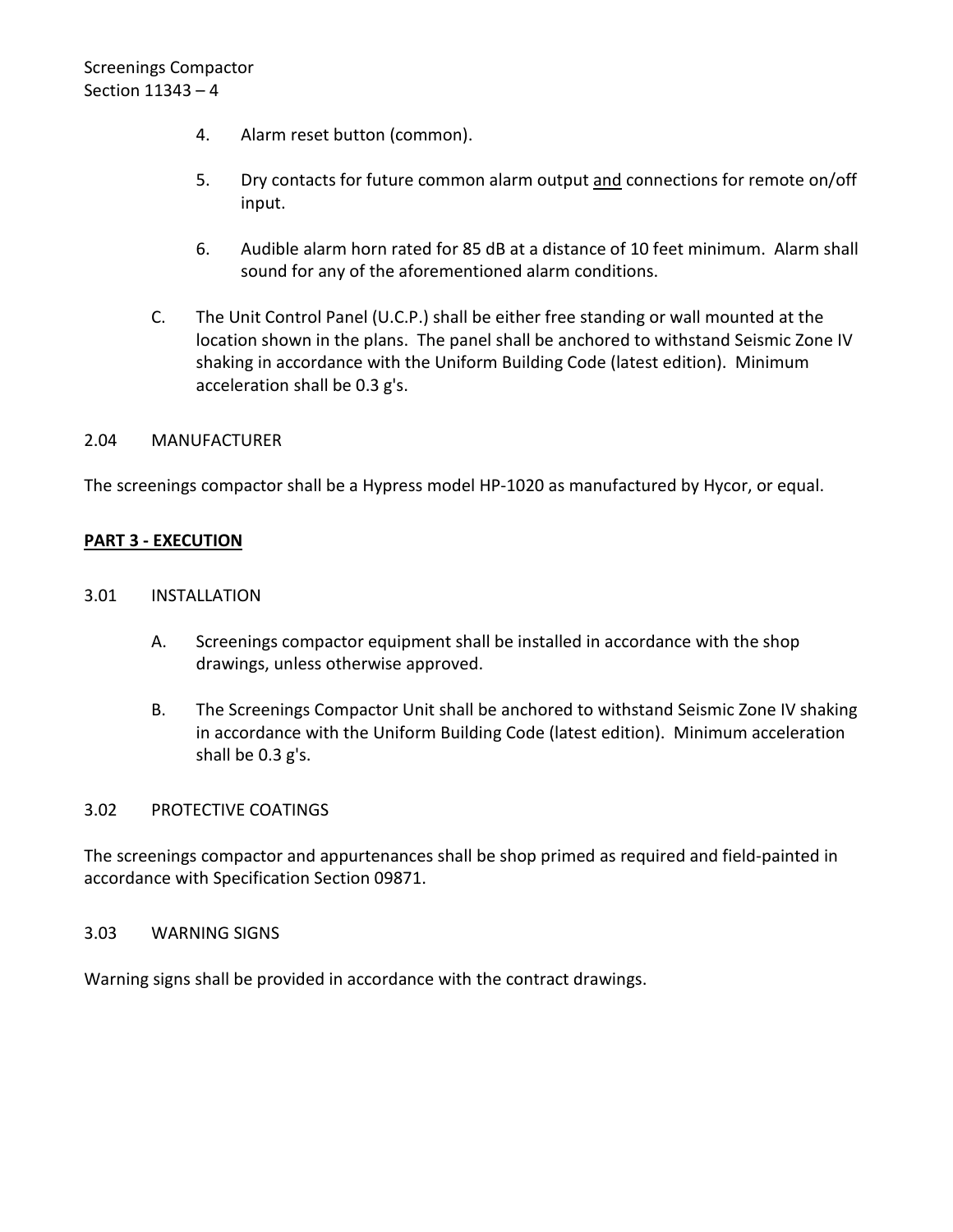4. Alarm reset button (common).

5. Dry contacts for future common alarm output <u>and</u> connections for remote on/off input.

6. Audible alarm horn rated for 85 dB at a distance of 10 feet minimum. Alarm shall sound for any of the aforementioned alarm conditions.

C. The Unit Control Panel (U.C.P.) shall be either free standing or wall mounted at the location shown in the plans. The panel shall be anchored to withstand Seismic Zone IV shaking in accordance with the Uniform Building Code (latest edition). Minimum acceleration shall be 0.3 g's.

2.04 MANUFACTURER

The screenings compactor shall be a Hypress model HP-1020 as manufactured by Hycor, or equal.

**<u>PART 3 - EXECUTION</u>**

3.01 INSTALLATION

A. Screenings compactor equipment shall be installed in accordance with the shop drawings, unless otherwise approved.

B. The Screenings Compactor Unit shall be anchored to withstand Seismic Zone IV shaking in accordance with the Uniform Building Code (latest edition). Minimum acceleration shall be 0.3 g's.

3.02 PROTECTIVE COATINGS

The screenings compactor and appurtenances shall be shop primed as required and field-painted in accordance with Specification Section 09871.

3.03 WARNING SIGNS

Warning signs shall be provided in accordance with the contract drawings.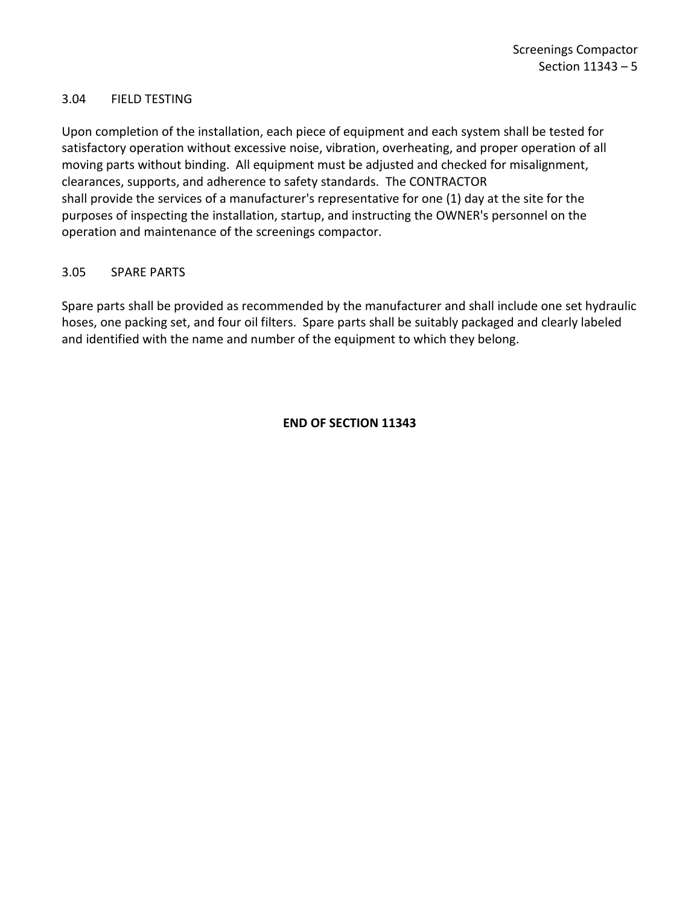### 3.04 FIELD TESTING

Upon completion of the installation, each piece of equipment and each system shall be tested for satisfactory operation without excessive noise, vibration, overheating, and proper operation of all moving parts without binding. All equipment must be adjusted and checked for misalignment, clearances, supports, and adherence to safety standards. The CONTRACTOR shall provide the services of a manufacturer's representative for one (1) day at the site for the purposes of inspecting the installation, startup, and instructing the OWNER's personnel on the operation and maintenance of the screenings compactor.

### 3.05 SPARE PARTS

Spare parts shall be provided as recommended by the manufacturer and shall include one set hydraulic hoses, one packing set, and four oil filters. Spare parts shall be suitably packaged and clearly labeled and identified with the name and number of the equipment to which they belong.

**END OF SECTION 11343**